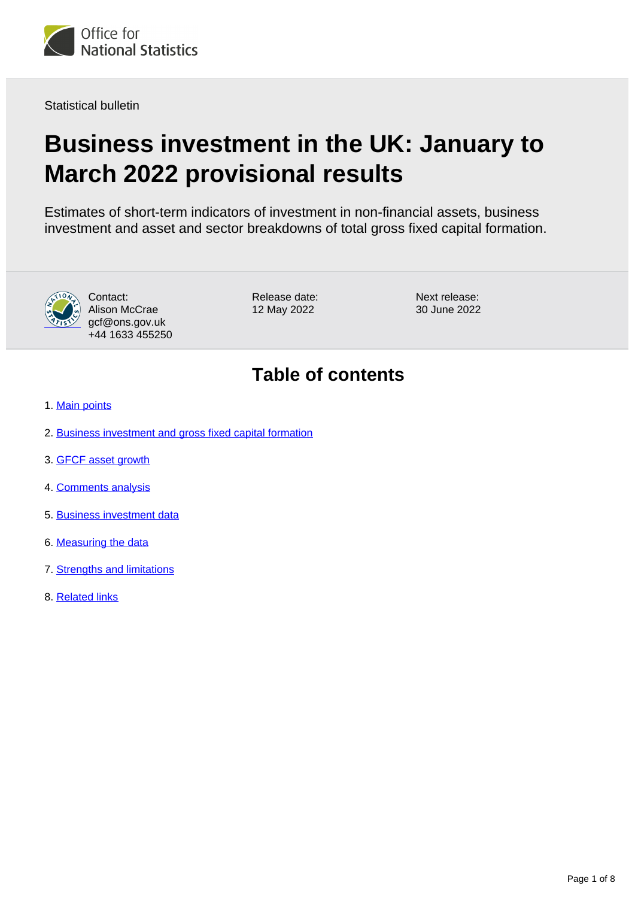Statistical bulletin

# Business investment in the UK: January to March 2022 provisional results

Estimates of short-term indicators of investment in non-financial assets, business investment and asset and sector breakdowns of total gross fixed capital formation.

Contact:
Alison McCrae
gcf@ons.gov.uk
+44 1633 455250

Release date:
12 May 2022

Next release:
30 June 2022

## Table of contents

1. Main points
2. Business investment and gross fixed capital formation
3. GFCF asset growth
4. Comments analysis
5. Business investment data
6. Measuring the data
7. Strengths and limitations
8. Related links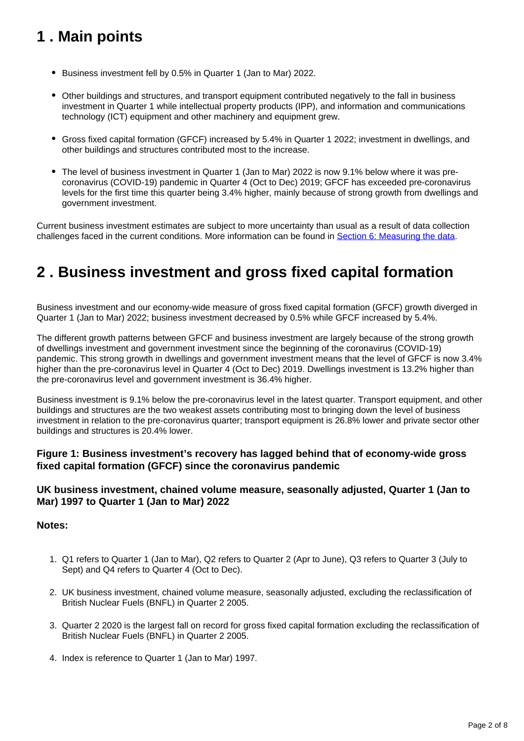## 1 . Main points

- Business investment fell by 0.5% in Quarter 1 (Jan to Mar) 2022.
- Other buildings and structures, and transport equipment contributed negatively to the fall in business investment in Quarter 1 while intellectual property products (IPP), and information and communications technology (ICT) equipment and other machinery and equipment grew.
- Gross fixed capital formation (GFCF) increased by 5.4% in Quarter 1 2022; investment in dwellings, and other buildings and structures contributed most to the increase.
- The level of business investment in Quarter 1 (Jan to Mar) 2022 is now 9.1% below where it was pre-coronavirus (COVID-19) pandemic in Quarter 4 (Oct to Dec) 2019; GFCF has exceeded pre-coronavirus levels for the first time this quarter being 3.4% higher, mainly because of strong growth from dwellings and government investment.

Current business investment estimates are subject to more uncertainty than usual as a result of data collection challenges faced in the current conditions. More information can be found in Section 6: Measuring the data.

## 2 . Business investment and gross fixed capital formation

Business investment and our economy-wide measure of gross fixed capital formation (GFCF) growth diverged in Quarter 1 (Jan to Mar) 2022; business investment decreased by 0.5% while GFCF increased by 5.4%.

The different growth patterns between GFCF and business investment are largely because of the strong growth of dwellings investment and government investment since the beginning of the coronavirus (COVID-19) pandemic. This strong growth in dwellings and government investment means that the level of GFCF is now 3.4% higher than the pre-coronavirus level in Quarter 4 (Oct to Dec) 2019. Dwellings investment is 13.2% higher than the pre-coronavirus level and government investment is 36.4% higher.

Business investment is 9.1% below the pre-coronavirus level in the latest quarter. Transport equipment, and other buildings and structures are the two weakest assets contributing most to bringing down the level of business investment in relation to the pre-coronavirus quarter; transport equipment is 26.8% lower and private sector other buildings and structures is 20.4% lower.

### Figure 1: Business investment's recovery has lagged behind that of economy-wide gross fixed capital formation (GFCF) since the coronavirus pandemic

### UK business investment, chained volume measure, seasonally adjusted, Quarter 1 (Jan to Mar) 1997 to Quarter 1 (Jan to Mar) 2022

### Notes:

1. Q1 refers to Quarter 1 (Jan to Mar), Q2 refers to Quarter 2 (Apr to June), Q3 refers to Quarter 3 (July to Sept) and Q4 refers to Quarter 4 (Oct to Dec).
2. UK business investment, chained volume measure, seasonally adjusted, excluding the reclassification of British Nuclear Fuels (BNFL) in Quarter 2 2005.
3. Quarter 2 2020 is the largest fall on record for gross fixed capital formation excluding the reclassification of British Nuclear Fuels (BNFL) in Quarter 2 2005.
4. Index is reference to Quarter 1 (Jan to Mar) 1997.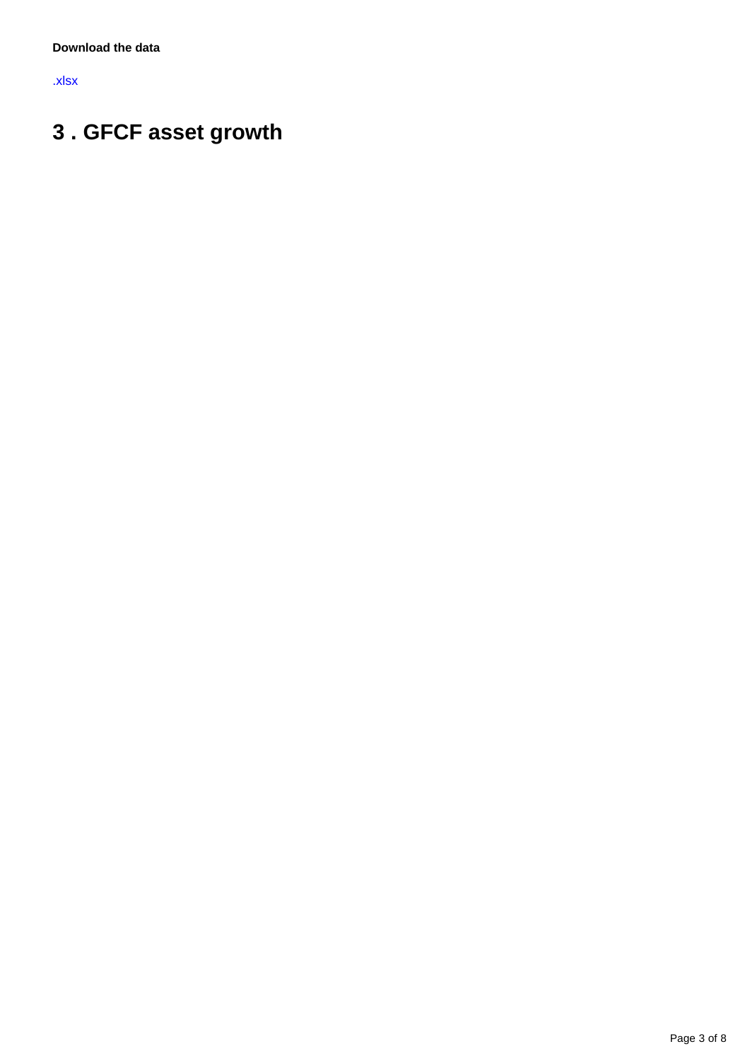**Download the data**

.xlsx

## 3 . GFCF asset growth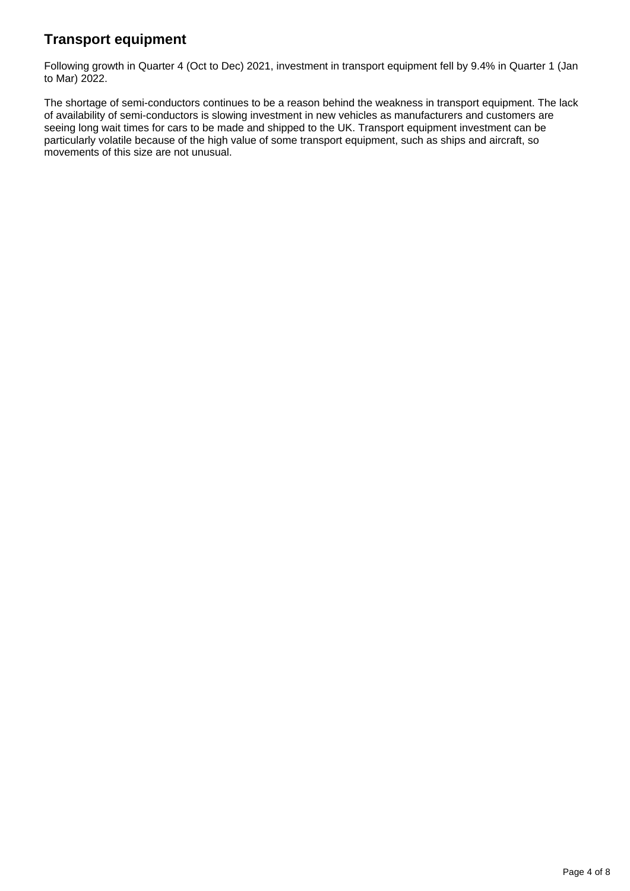## Transport equipment

Following growth in Quarter 4 (Oct to Dec) 2021, investment in transport equipment fell by 9.4% in Quarter 1 (Jan to Mar) 2022.

The shortage of semi-conductors continues to be a reason behind the weakness in transport equipment. The lack of availability of semi-conductors is slowing investment in new vehicles as manufacturers and customers are seeing long wait times for cars to be made and shipped to the UK. Transport equipment investment can be particularly volatile because of the high value of some transport equipment, such as ships and aircraft, so movements of this size are not unusual.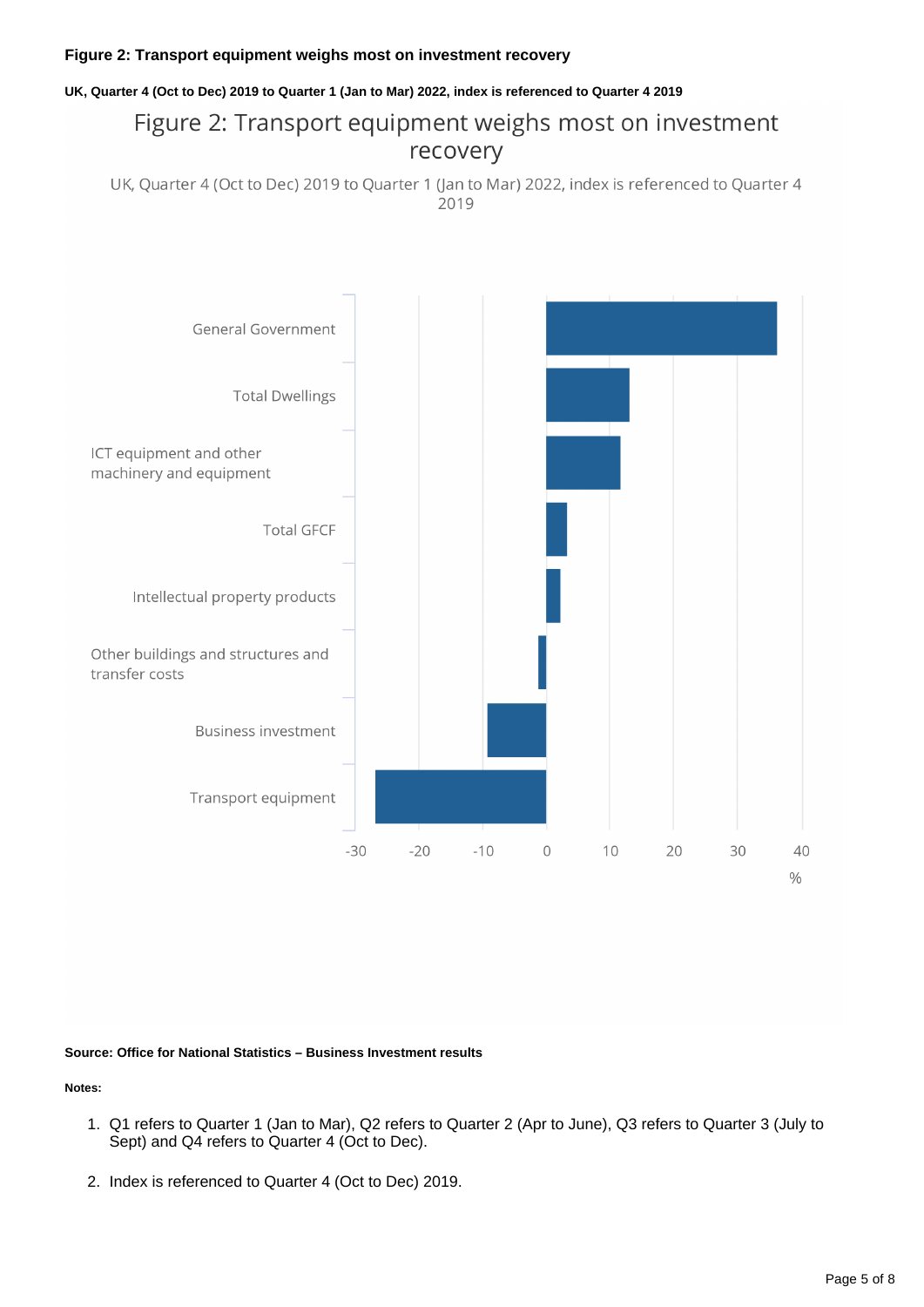### Figure 2: Transport equipment weighs most on investment recovery

**UK, Quarter 4 (Oct to Dec) 2019 to Quarter 1 (Jan to Mar) 2022, index is referenced to Quarter 4 2019**

Figure 2: Transport equipment weighs most on investment recovery

UK, Quarter 4 (Oct to Dec) 2019 to Quarter 1 (Jan to Mar) 2022, index is referenced to Quarter 4 2019

General Government

Total Dwellings

ICT equipment and other machinery and equipment

Total GFCF

Intellectual property products

Other buildings and structures and transfer costs

Business investment

Transport equipment

-30 -20 -10 0 10 20 30 40

%

**Source: Office for National Statistics – Business Investment results**

**Notes:**

1. Q1 refers to Quarter 1 (Jan to Mar), Q2 refers to Quarter 2 (Apr to June), Q3 refers to Quarter 3 (July to Sept) and Q4 refers to Quarter 4 (Oct to Dec).
2. Index is referenced to Quarter 4 (Oct to Dec) 2019.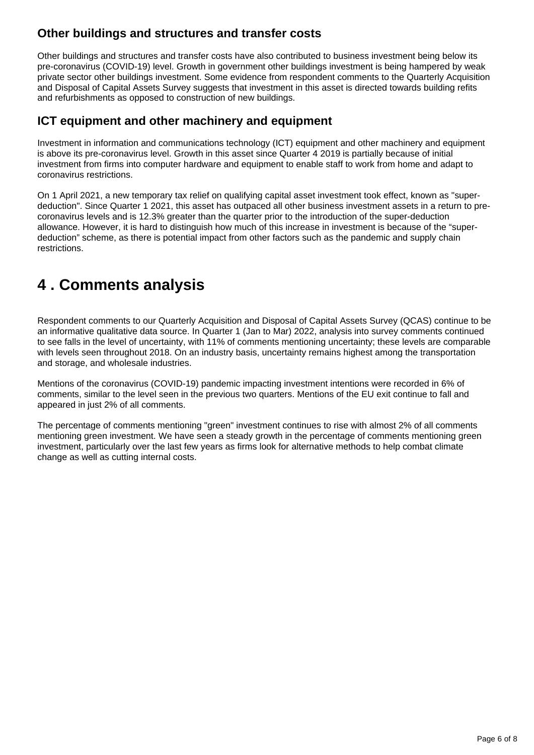### Other buildings and structures and transfer costs

Other buildings and structures and transfer costs have also contributed to business investment being below its pre-coronavirus (COVID-19) level. Growth in government other buildings investment is being hampered by weak private sector other buildings investment. Some evidence from respondent comments to the Quarterly Acquisition and Disposal of Capital Assets Survey suggests that investment in this asset is directed towards building refits and refurbishments as opposed to construction of new buildings.

### ICT equipment and other machinery and equipment

Investment in information and communications technology (ICT) equipment and other machinery and equipment is above its pre-coronavirus level. Growth in this asset since Quarter 4 2019 is partially because of initial investment from firms into computer hardware and equipment to enable staff to work from home and adapt to coronavirus restrictions.

On 1 April 2021, a new temporary tax relief on qualifying capital asset investment took effect, known as "super-deduction". Since Quarter 1 2021, this asset has outpaced all other business investment assets in a return to pre-coronavirus levels and is 12.3% greater than the quarter prior to the introduction of the super-deduction allowance. However, it is hard to distinguish how much of this increase in investment is because of the "super-deduction" scheme, as there is potential impact from other factors such as the pandemic and supply chain restrictions.

## 4 . Comments analysis

Respondent comments to our Quarterly Acquisition and Disposal of Capital Assets Survey (QCAS) continue to be an informative qualitative data source. In Quarter 1 (Jan to Mar) 2022, analysis into survey comments continued to see falls in the level of uncertainty, with 11% of comments mentioning uncertainty; these levels are comparable with levels seen throughout 2018. On an industry basis, uncertainty remains highest among the transportation and storage, and wholesale industries.

Mentions of the coronavirus (COVID-19) pandemic impacting investment intentions were recorded in 6% of comments, similar to the level seen in the previous two quarters. Mentions of the EU exit continue to fall and appeared in just 2% of all comments.

The percentage of comments mentioning "green" investment continues to rise with almost 2% of all comments mentioning green investment. We have seen a steady growth in the percentage of comments mentioning green investment, particularly over the last few years as firms look for alternative methods to help combat climate change as well as cutting internal costs.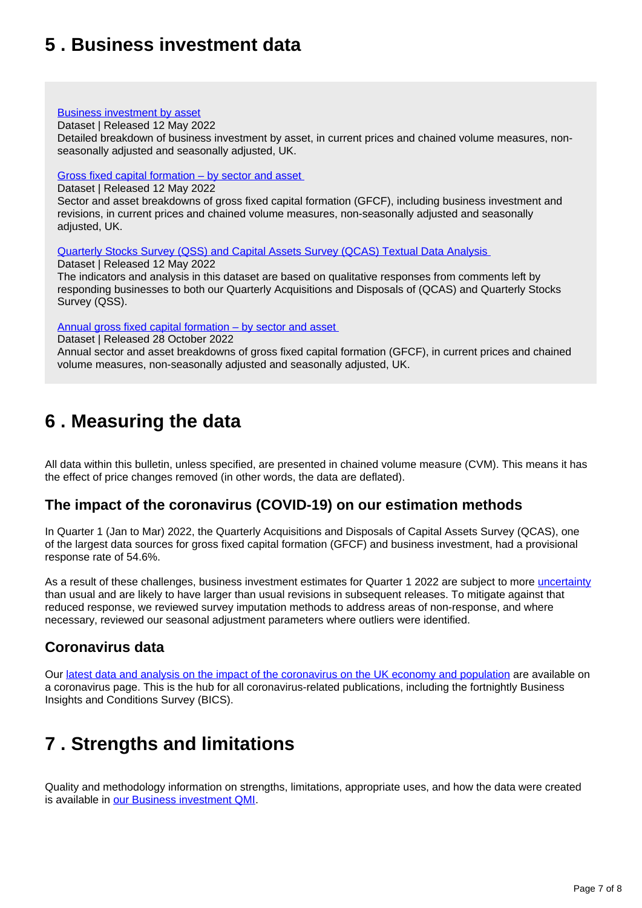## 5 . Business investment data

[Business investment by asset](#)
Dataset | Released 12 May 2022
Detailed breakdown of business investment by asset, in current prices and chained volume measures, non-seasonally adjusted and seasonally adjusted, UK.

[Gross fixed capital formation – by sector and asset](#)
Dataset | Released 12 May 2022
Sector and asset breakdowns of gross fixed capital formation (GFCF), including business investment and revisions, in current prices and chained volume measures, non-seasonally adjusted and seasonally adjusted, UK.

[Quarterly Stocks Survey (QSS) and Capital Assets Survey (QCAS) Textual Data Analysis](#)
Dataset | Released 12 May 2022
The indicators and analysis in this dataset are based on qualitative responses from comments left by responding businesses to both our Quarterly Acquisitions and Disposals of (QCAS) and Quarterly Stocks Survey (QSS).

[Annual gross fixed capital formation – by sector and asset](#)
Dataset | Released 28 October 2022
Annual sector and asset breakdowns of gross fixed capital formation (GFCF), in current prices and chained volume measures, non-seasonally adjusted and seasonally adjusted, UK.

## 6 . Measuring the data

All data within this bulletin, unless specified, are presented in chained volume measure (CVM). This means it has the effect of price changes removed (in other words, the data are deflated).

### The impact of the coronavirus (COVID-19) on our estimation methods

In Quarter 1 (Jan to Mar) 2022, the Quarterly Acquisitions and Disposals of Capital Assets Survey (QCAS), one of the largest data sources for gross fixed capital formation (GFCF) and business investment, had a provisional response rate of 54.6%.

As a result of these challenges, business investment estimates for Quarter 1 2022 are subject to more [uncertainty](#) than usual and are likely to have larger than usual revisions in subsequent releases. To mitigate against that reduced response, we reviewed survey imputation methods to address areas of non-response, and where necessary, reviewed our seasonal adjustment parameters where outliers were identified.

### Coronavirus data

Our [latest data and analysis on the impact of the coronavirus on the UK economy and population](#) are available on a coronavirus page. This is the hub for all coronavirus-related publications, including the fortnightly Business Insights and Conditions Survey (BICS).

## 7 . Strengths and limitations

Quality and methodology information on strengths, limitations, appropriate uses, and how the data were created is available in [our Business investment QMI](#).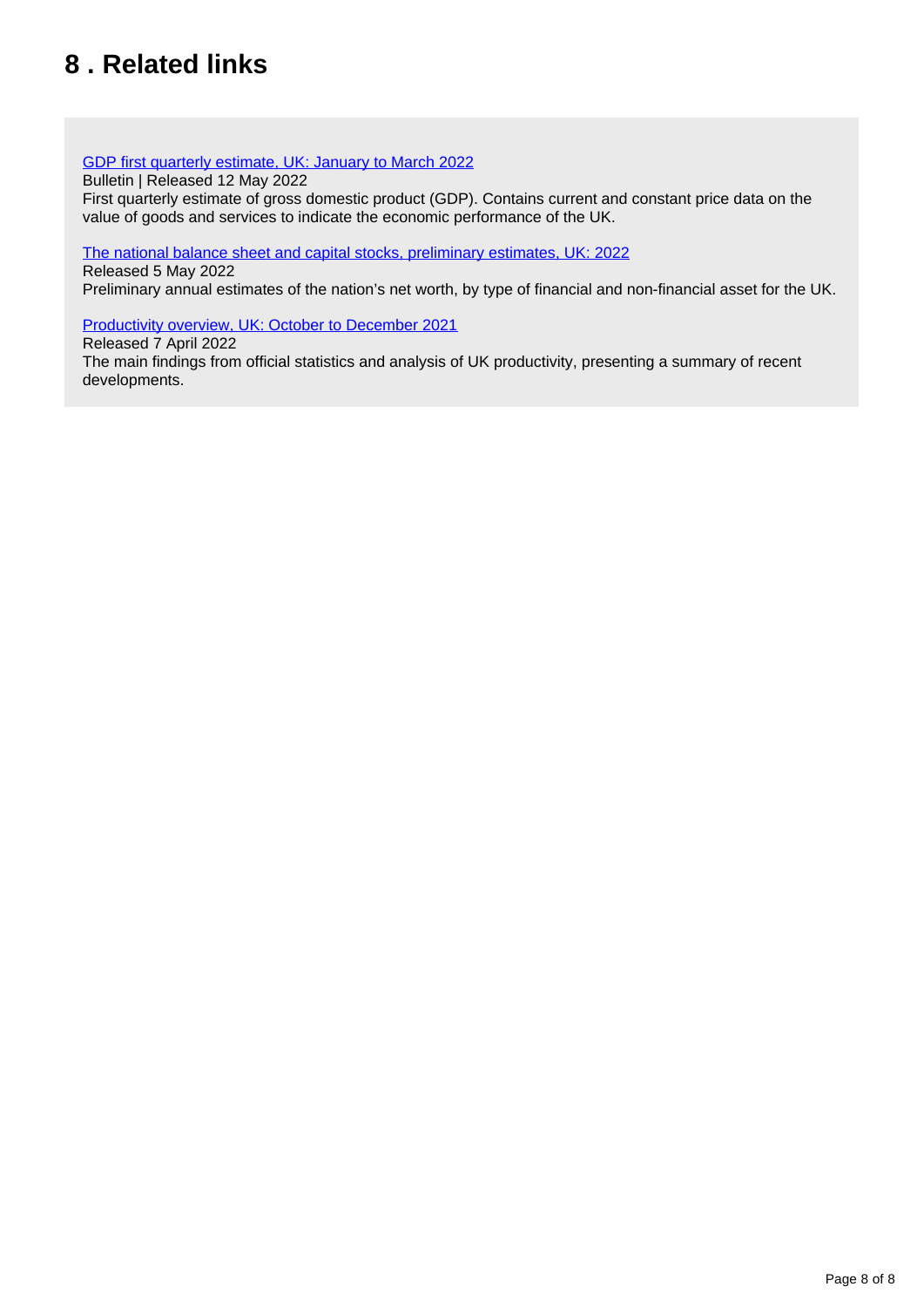## 8 . Related links

[GDP first quarterly estimate, UK: January to March 2022]
Bulletin | Released 12 May 2022
First quarterly estimate of gross domestic product (GDP). Contains current and constant price data on the value of goods and services to indicate the economic performance of the UK.

[The national balance sheet and capital stocks, preliminary estimates, UK: 2022]
Released 5 May 2022
Preliminary annual estimates of the nation's net worth, by type of financial and non-financial asset for the UK.

[Productivity overview, UK: October to December 2021]
Released 7 April 2022
The main findings from official statistics and analysis of UK productivity, presenting a summary of recent developments.